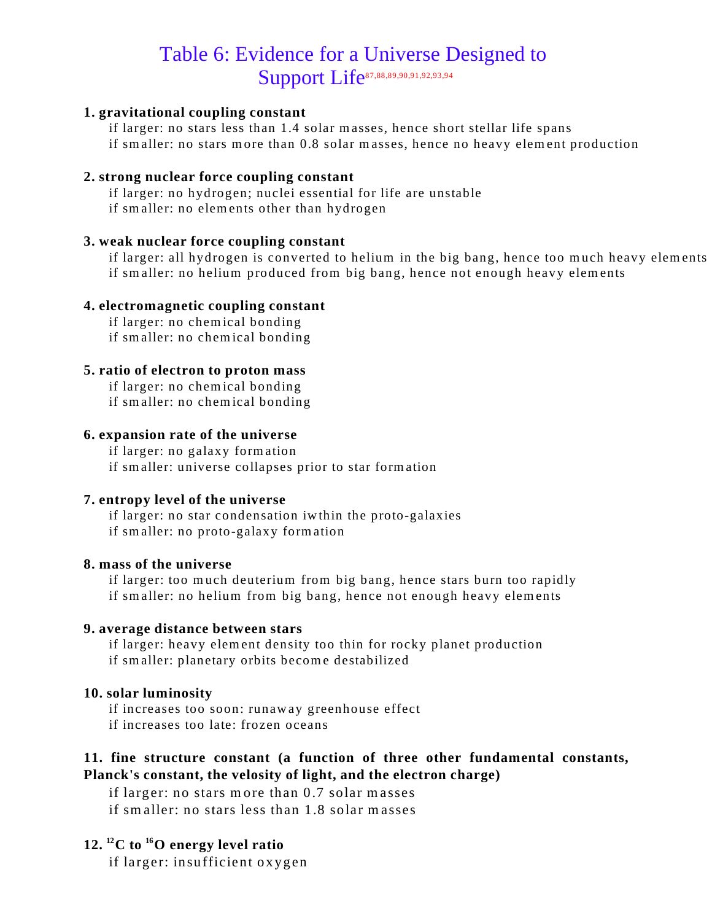# Table 6: Evidence for a Universe Designed to Support Life[87,88,89,90,91,92,93,94]

**1. gravitational coupling constant**

if larger: no stars less than 1.4 solar masses, hence short stellar life spans
if smaller: no stars more than 0.8 solar masses, hence no heavy element production

**2. strong nuclear force coupling constant**

if larger: no hydrogen; nuclei essential for life are unstable
if smaller: no elements other than hydrogen

**3. weak nuclear force coupling constant**

if larger: all hydrogen is converted to helium in the big bang, hence too much heavy elements
if smaller: no helium produced from big bang, hence not enough heavy elements

**4. electromagnetic coupling constant**

if larger: no chemical bonding
if smaller: no chemical bonding

**5. ratio of electron to proton mass**

if larger: no chemical bonding
if smaller: no chemical bonding

**6. expansion rate of the universe**

if larger: no galaxy formation
if smaller: universe collapses prior to star formation

**7. entropy level of the universe**

if larger: no star condensation iwthin the proto-galaxies
if smaller: no proto-galaxy formation

**8. mass of the universe**

if larger: too much deuterium from big bang, hence stars burn too rapidly
if smaller: no helium from big bang, hence not enough heavy elements

**9. average distance between stars**

if larger: heavy element density too thin for rocky planet production
if smaller: planetary orbits become destabilized

**10. solar luminosity**

if increases too soon: runaway greenhouse effect
if increases too late: frozen oceans

**11. fine structure constant (a function of three other fundamental constants, Planck's constant, the velosity of light, and the electron charge)**

if larger: no stars more than 0.7 solar masses
if smaller: no stars less than 1.8 solar masses

**12. $^{12}C$ to $^{16}O$ energy level ratio**

if larger: insufficient oxygen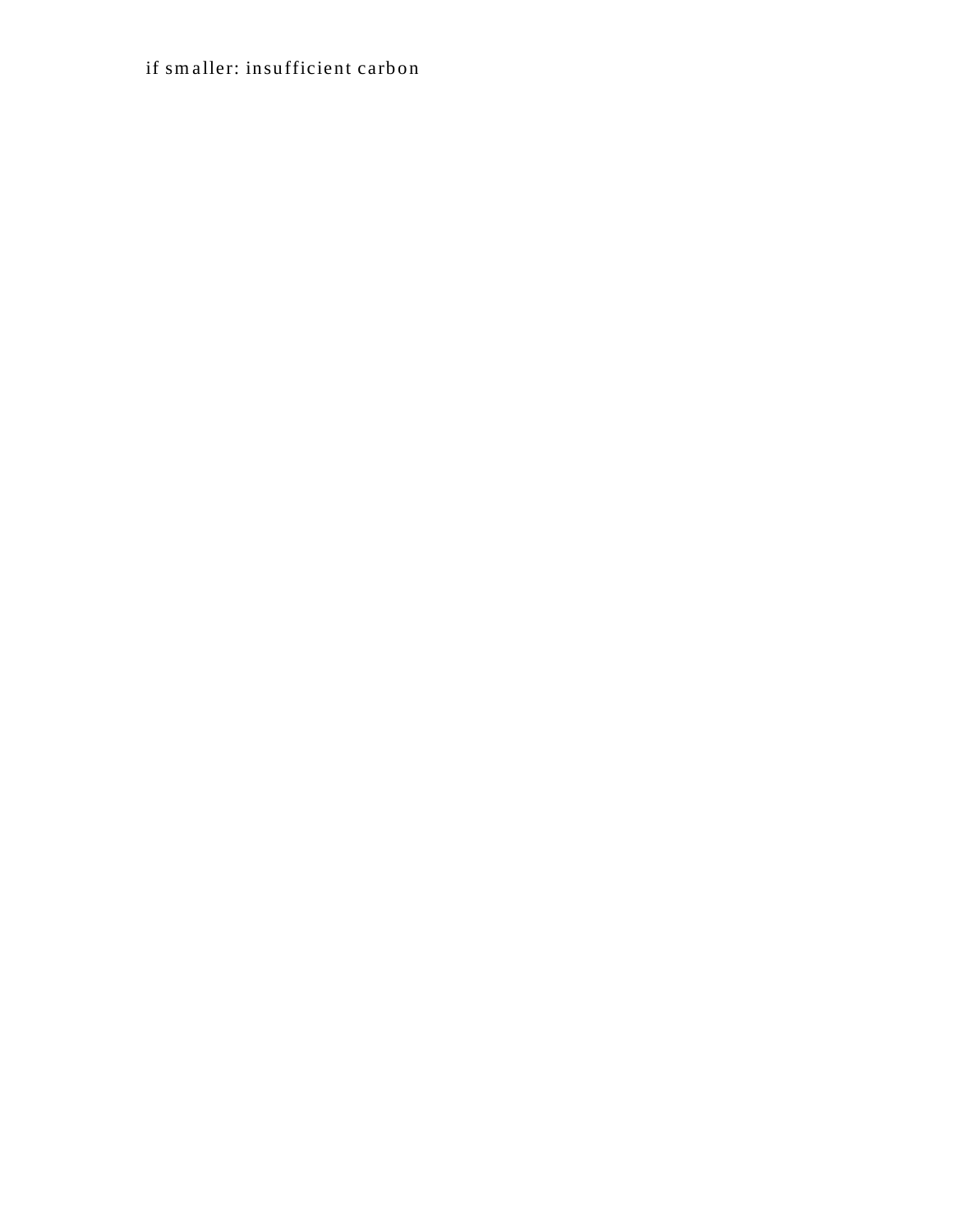if smaller: insufficient carbon